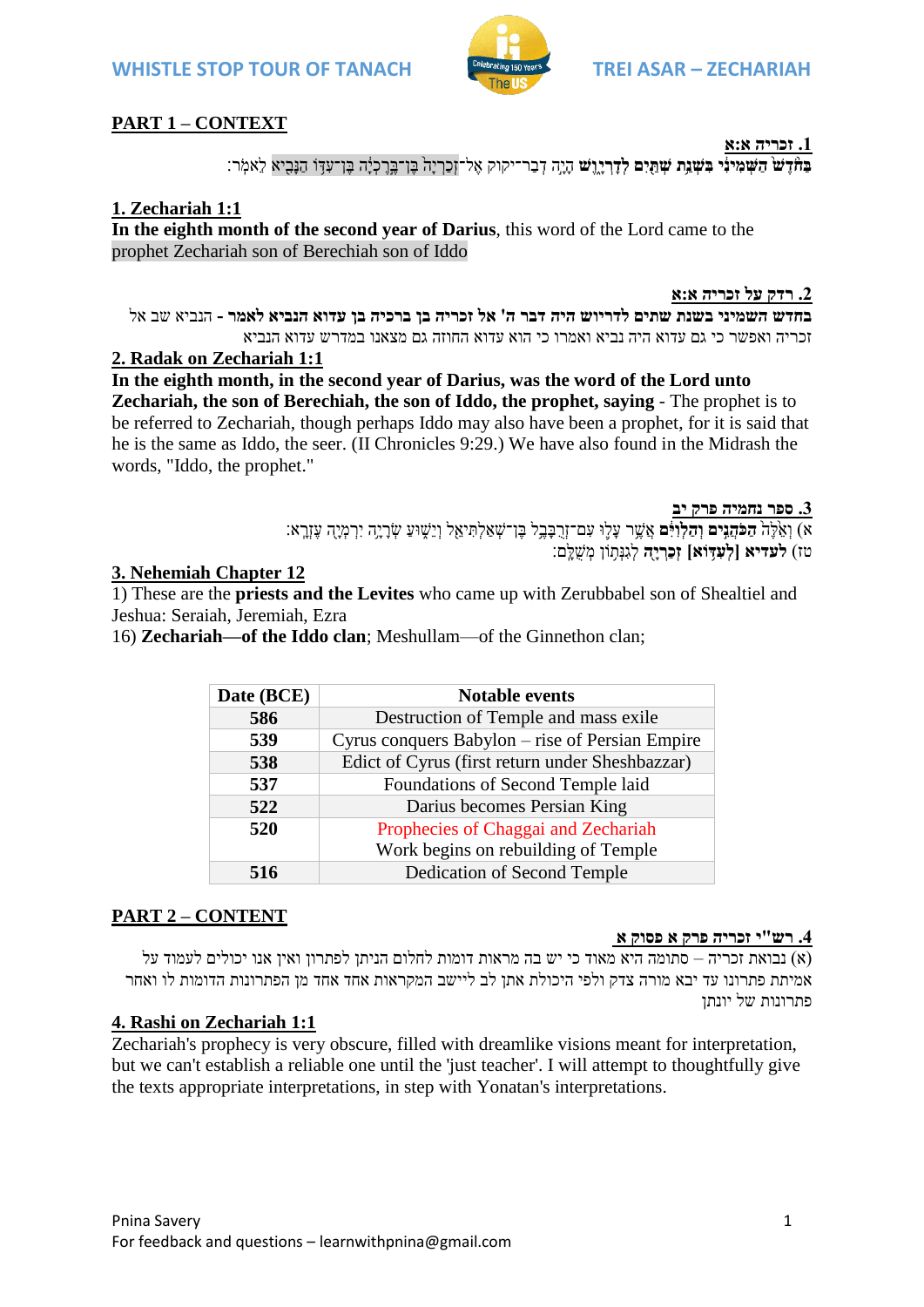## PART 1 – CONTEXT

**1. זכריה א:א**

**בַּחֹ֙דֶשׁ֙ הַשְּׁמִינִ֔י בִּשְׁנַ֥ת שְׁתַּ֖יִם לְדָרְיָ֑וֶשׁ** הָיָ֣ה דְבַר־יקוק אֶל־זְכַרְיָה֙ בֶּן־בֶּ֣רֶכְיָ֔ה בֶּן־עִדּ֥וֹ הַנָּבִ֖יא לֵאמֹֽר׃

**1. Zechariah 1:1**

**In the eighth month of the second year of Darius**, this word of the Lord came to the prophet Zechariah son of Berechiah son of Iddo

**2. רדק על זכריה א:א**

**בחדש השמיני בשנת שתים לדריוש היה דבר ה' אל זכריה בן ברכיה בן עדוא הנביא לאמר** - הנביא שב אל זכריה ואפשר כי גם עדוא היה נביא ואמרו כי הוא עדוא החוזה גם מצאנו במדרש עדוא הנביא

**2. Radak on Zechariah 1:1**

**In the eighth month, in the second year of Darius, was the word of the Lord unto Zechariah, the son of Berechiah, the son of Iddo, the prophet, saying** - The prophet is to be referred to Zechariah, though perhaps Iddo may also have been a prophet, for it is said that he is the same as Iddo, the seer. (II Chronicles 9:29.) We have also found in the Midrash the words, "Iddo, the prophet."

**3. ספר נחמיה פרק יב**

(א) וְאֵ֙לֶּה֙ **הַכֹּהֲנִ֣ים וְהַלְוִיִּ֔ם** אֲשֶׁ֥ר עָל֛וּ עִם־זְרֻבָּבֶ֥ל בֶּן־שְׁאַלְתִּיאֵ֖ל וְיֵשׁ֑וּעַ שְׂרָיָ֥ה יִרְמְיָ֖ה עֶזְרָֽא׃

(טז) **לעדיא [לְעִדּ֖וֹא] זְכַרְיָ֑ה** לְגִנְּת֖וֹן מְשֻׁלָּֽם׃

**3. Nehemiah Chapter 12**

1) These are the **priests and the Levites** who came up with Zerubbabel son of Shealtiel and Jeshua: Seraiah, Jeremiah, Ezra

16) **Zechariah—of the Iddo clan**; Meshullam—of the Ginnethon clan;

| Date (BCE) | Notable events |
|---|---|
| 586 | Destruction of Temple and mass exile |
| 539 | Cyrus conquers Babylon – rise of Persian Empire |
| 538 | Edict of Cyrus (first return under Sheshbazzar) |
| 537 | Foundations of Second Temple laid |
| 522 | Darius becomes Persian King |
| 520 | Prophecies of Chaggai and Zechariah<br>Work begins on rebuilding of Temple |
| 516 | Dedication of Second Temple |

## PART 2 – CONTENT

**4. רש"י זכריה פרק א פסוק א**

(א) נבואת זכריה – סתומה היא מאוד כי יש בה מראות דומות לחלום הניתן לפתרון ואין אנו יכולים לעמוד על אמיתת פתרונו עד יבא מורה צדק ולפי היכולת אתן לב ליישב המקראות אחד אחד מן הפתרונות הדומות לו ואחר פתרונות של יונתן

**4. Rashi on Zechariah 1:1**

Zechariah's prophecy is very obscure, filled with dreamlike visions meant for interpretation, but we can't establish a reliable one until the 'just teacher'. I will attempt to thoughtfully give the texts appropriate interpretations, in step with Yonatan's interpretations.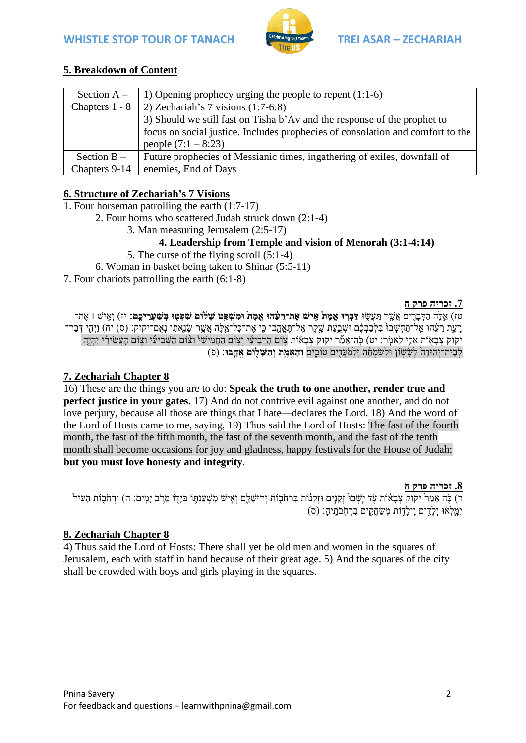## 5. Breakdown of Content

| Section | Content |
|---|---|
| Section A – Chapters 1 - 8 | 1) Opening prophecy urging the people to repent (1:1-6) |
| | 2) Zechariah's 7 visions (1:7-6:8) |
| | 3) Should we still fast on Tisha b'Av and the response of the prophet to focus on social justice. Includes prophecies of consolation and comfort to the people (7:1 – 8:23) |
| Section B – Chapters 9-14 | Future prophecies of Messianic times, ingathering of exiles, downfall of enemies, End of Days |

## 6. Structure of Zechariah's 7 Visions

1. Four horseman patrolling the earth (1:7-17)
    2. Four horns who scattered Judah struck down (2:1-4)
        3. Man measuring Jerusalem (2:5-17)
            **4. Leadership from Temple and vision of Menorah (3:1-4:14)**
        5. The curse of the flying scroll (5:1-4)
    6. Woman in basket being taken to Shinar (5:5-11)
7. Four chariots patrolling the earth (6:1-8)

## 7. זכריה פרק ח

טז) אֵלֶּה הַדְּבָרִים אֲשֶׁר תַּעֲשׂוּ **דַּבְּרוּ אֱמֶת אִישׁ אֶת־רֵעֵהוּ אֱמֶת וּמִשְׁפַּט שָׁלוֹם שִׁפְטוּ בְּשַׁעֲרֵיכֶם:** יז) וְאִישׁ | אֶת־רָעַת רֵעֵהוּ אַל־תַּחְשְׁבוּ בִּלְבַבְכֶם וּשְׁבֻעַת שֶׁקֶר אַל־תֶּאֱהָבוּ כִּי אֶת־כָּל־אֵלֶּה אֲשֶׁר שָׂנֵאתִי נְאֻם־יקוק: (ס) יח) וַיְהִי דְּבַר־יקוק צְבָאוֹת אֵלַי לֵאמֹר: יט) כֹּה־אָמַר יקוק צְבָאוֹת צוֹם הָרְבִיעִי וְצוֹם הַחֲמִישִׁי וְצוֹם הַשְּׁבִיעִי וְצוֹם הָעֲשִׂירִי יִהְיֶה לְבֵית־יְהוּדָה לְשָׂשׂוֹן וּלְשִׂמְחָה וּלְמֹעֲדִים טוֹבִים **וְהָאֱמֶת וְהַשָּׁלוֹם אֱהָבוּ:** (פ)

## 7. Zechariah Chapter 8

16) These are the things you are to do: **Speak the truth to one another, render true and perfect justice in your gates.** 17) And do not contrive evil against one another, and do not love perjury, because all those are things that I hate—declares the Lord. 18) And the word of the Lord of Hosts came to me, saying, 19) Thus said the Lord of Hosts: The fast of the fourth month, the fast of the fifth month, the fast of the seventh month, and the fast of the tenth month shall become occasions for joy and gladness, happy festivals for the House of Judah; **but you must love honesty and integrity**.

## 8. זכריה פרק ח

ד) כֹּה אָמַר יקוק צְבָאוֹת עֹד יֵשְׁבוּ זְקֵנִים וּזְקֵנוֹת בִּרְחֹבוֹת יְרוּשָׁלָם וְאִישׁ מִשְׁעַנְתּוֹ בְּיָדוֹ מֵרֹב יָמִים: ה) וּרְחֹבוֹת הָעִיר יִמָּלְאוּ יְלָדִים וִילָדוֹת מְשַׂחֲקִים בִּרְחֹבֹתֶיהָ: (ס)

## 8. Zechariah Chapter 8

4) Thus said the Lord of Hosts: There shall yet be old men and women in the squares of Jerusalem, each with staff in hand because of their great age. 5) And the squares of the city shall be crowded with boys and girls playing in the squares.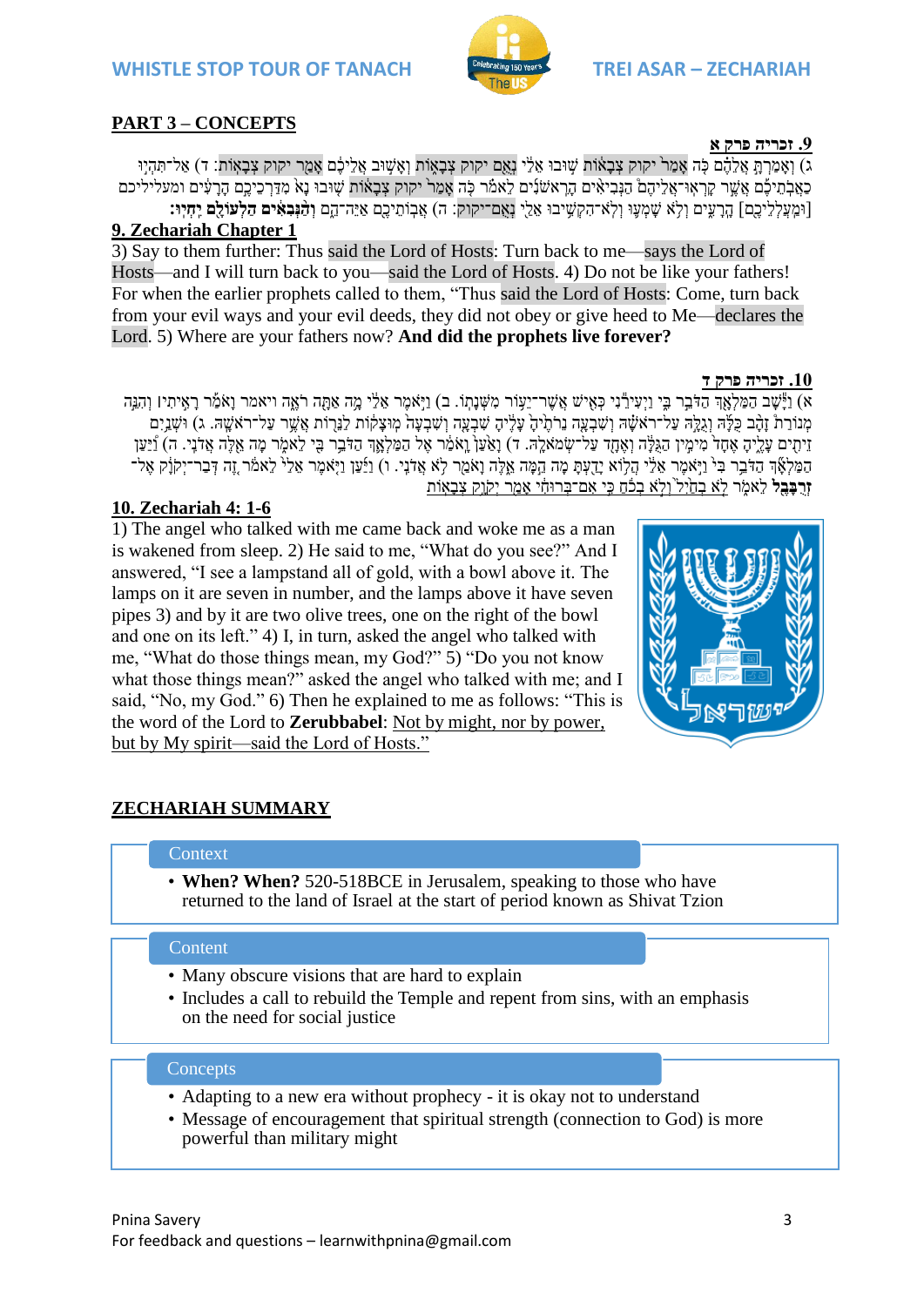## PART 3 – CONCEPTS

**9. זכריה פרק א**

(ג) וְאָמַרְתָּ אֲלֵהֶם כֹּה אָמַר יקוק צְבָאוֹת שׁוּבוּ אֵלַי נְאֻם יקוק צְבָאוֹת וְאָשׁוּב אֲלֵיכֶם אָמַר יקוק צְבָאוֹת: (ד) אַל־תִּהְיוּ כַאֲבֹתֵיכֶם אֲשֶׁר קָרְאוּ־אֲלֵיהֶם הַנְּבִיאִים הָרִאשֹׁנִים לֵאמֹר כֹּה אָמַר יקוק צְבָאוֹת שׁוּבוּ נָא מִדַּרְכֵיכֶם הָרָעִים ומעליליכם [וּמַעַלְלֵיכֶם] הָרָעִים וְלֹא שָׁמְעוּ וְלֹא־הִקְשִׁיבוּ אֵלַי נְאֻם־יקוק: (ה) אֲבוֹתֵיכֶם אַיֵּה־הֵם **וְהַנְּבִאִים הַלְעוֹלָם יִחְיוּ:**

**9. Zechariah Chapter 1**

3) Say to them further: Thus said the Lord of Hosts: Turn back to me—says the Lord of Hosts—and I will turn back to you—said the Lord of Hosts. 4) Do not be like your fathers! For when the earlier prophets called to them, "Thus said the Lord of Hosts: Come, turn back from your evil ways and your evil deeds, they did not obey or give heed to Me—declares the Lord. 5) Where are your fathers now? **And did the prophets live forever?**

**10. זכריה פרק ד**

(א) וַיָּשָׁב הַמַּלְאָךְ הַדֹּבֵר בִּי וַיְעִירֵנִי כְּאִישׁ אֲשֶׁר־יֵעוֹר מִשְּׁנָתוֹ. (ב) וַיֹּאמֶר אֵלַי מָה אַתָּה רֹאֶה ויאמר וָאֹמַר רָאִיתִי וְהִנֵּה מְנוֹרַת זָהָב כֻּלָּהּ וְגֻלָּהּ עַל־רֹאשָׁהּ וְשִׁבְעָה נֵרֹתֶיהָ עָלֶיהָ שִׁבְעָה וְשִׁבְעָה מוּצָקוֹת לַנֵּרוֹת אֲשֶׁר עַל־רֹאשָׁהּ. (ג) וּשְׁנַיִם זֵיתִים עָלֶיהָ אֶחָד מִימִין הַגֻּלָּה וְאֶחָד עַל־שְׂמֹאלָהּ. (ד) וָאַעַן וָאֹמַר אֶל הַמַּלְאָךְ הַדֹּבֵר בִּי לֵאמֹר מָה אֵלֶּה אֲדֹנִי. (ה) וַיַּעַן הַמַּלְאָךְ הַדֹּבֵר בִּי וַיֹּאמֶר אֵלַי הֲלוֹא יָדַעְתָּ מָה הֵמָּה אֵלֶּה וָאֹמַר לֹא אֲדֹנִי. (ו) וַיַּעַן וַיֹּאמֶר אֵלַי לֵאמֹר זֶה דְּבַר־יְקֹוָק אֶל־**זְרֻבָּבֶל** לֵאמֹר לֹא בְחַיִל וְלֹא בְכֹחַ כִּי אִם־בְּרוּחִי אָמַר יְקֹוָק צְבָאוֹת

**10. Zechariah 4: 1-6**

1) The angel who talked with me came back and woke me as a man is wakened from sleep. 2) He said to me, "What do you see?" And I answered, "I see a lampstand all of gold, with a bowl above it. The lamps on it are seven in number, and the lamps above it have seven pipes 3) and by it are two olive trees, one on the right of the bowl and one on its left." 4) I, in turn, asked the angel who talked with me, "What do those things mean, my God?" 5) "Do you not know what those things mean?" asked the angel who talked with me; and I said, "No, my God." 6) Then he explained to me as follows: "This is the word of the Lord to **Zerubbabel**: Not by might, nor by power, but by My spirit—said the Lord of Hosts."

## ZECHARIAH SUMMARY

**Context**

- **When? When?** 520-518BCE in Jerusalem, speaking to those who have returned to the land of Israel at the start of period known as Shivat Tzion

**Content**

- Many obscure visions that are hard to explain
- Includes a call to rebuild the Temple and repent from sins, with an emphasis on the need for social justice

**Concepts**

- Adapting to a new era without prophecy - it is okay not to understand
- Message of encouragement that spiritual strength (connection to God) is more powerful than military might

Pnina Savery
For feedback and questions – learnwithpnina@gmail.com